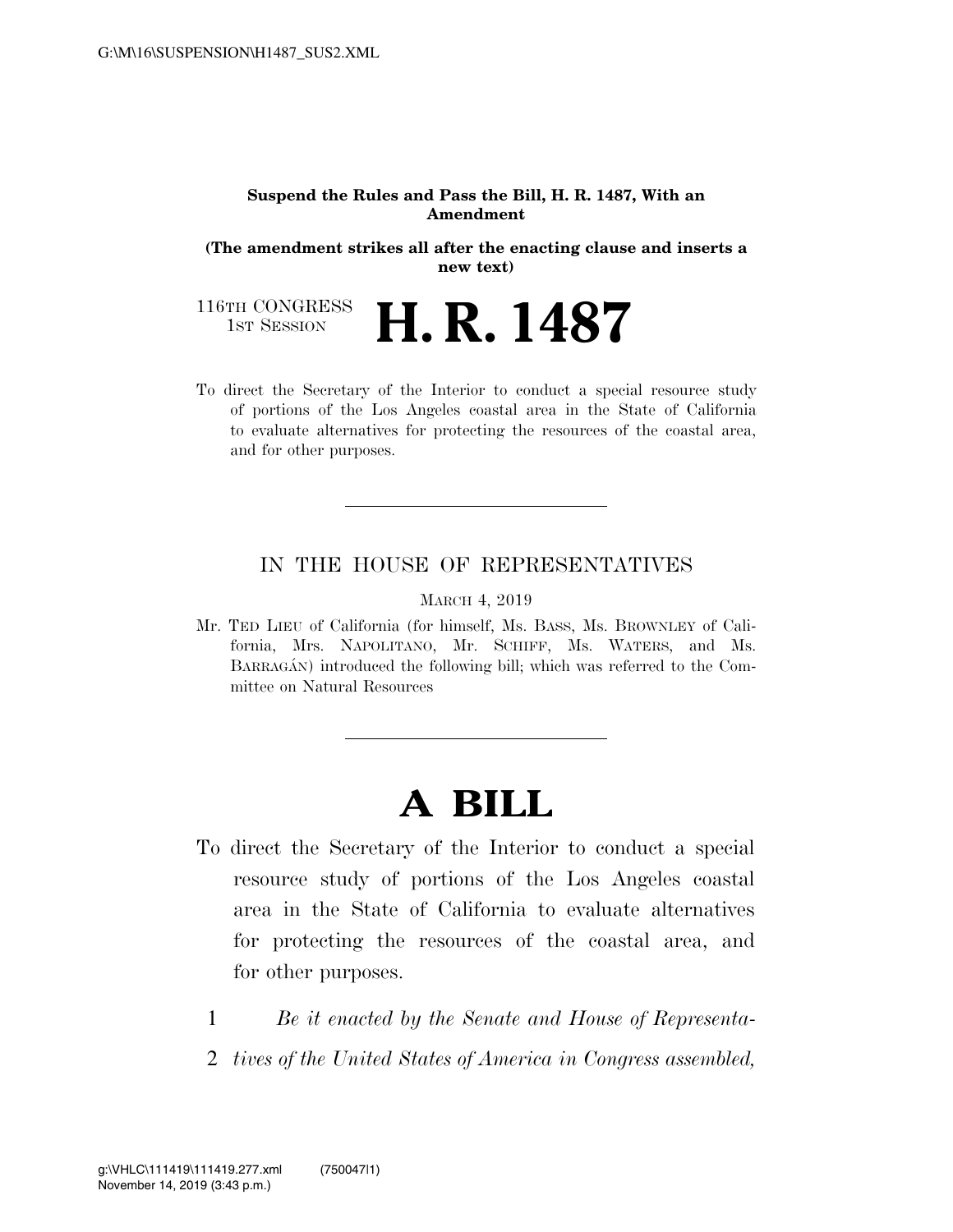**Suspend the Rules and Pass the Bill, H. R. 1487, With an Amendment**

**(The amendment strikes all after the enacting clause and inserts a new text)**

116TH CONGRESS
1ST SESSION

# H. R. 1487

To direct the Secretary of the Interior to conduct a special resource study of portions of the Los Angeles coastal area in the State of California to evaluate alternatives for protecting the resources of the coastal area, and for other purposes.

---

IN THE HOUSE OF REPRESENTATIVES

MARCH 4, 2019

Mr. TED LIEU of California (for himself, Ms. BASS, Ms. BROWNLEY of California, Mrs. NAPOLITANO, Mr. SCHIFF, Ms. WATERS, and Ms. BARRAGÁN) introduced the following bill; which was referred to the Committee on Natural Resources

---

# A BILL

To direct the Secretary of the Interior to conduct a special resource study of portions of the Los Angeles coastal area in the State of California to evaluate alternatives for protecting the resources of the coastal area, and for other purposes.

1 *Be it enacted by the Senate and House of Representa-*
2 *tives of the United States of America in Congress assembled,*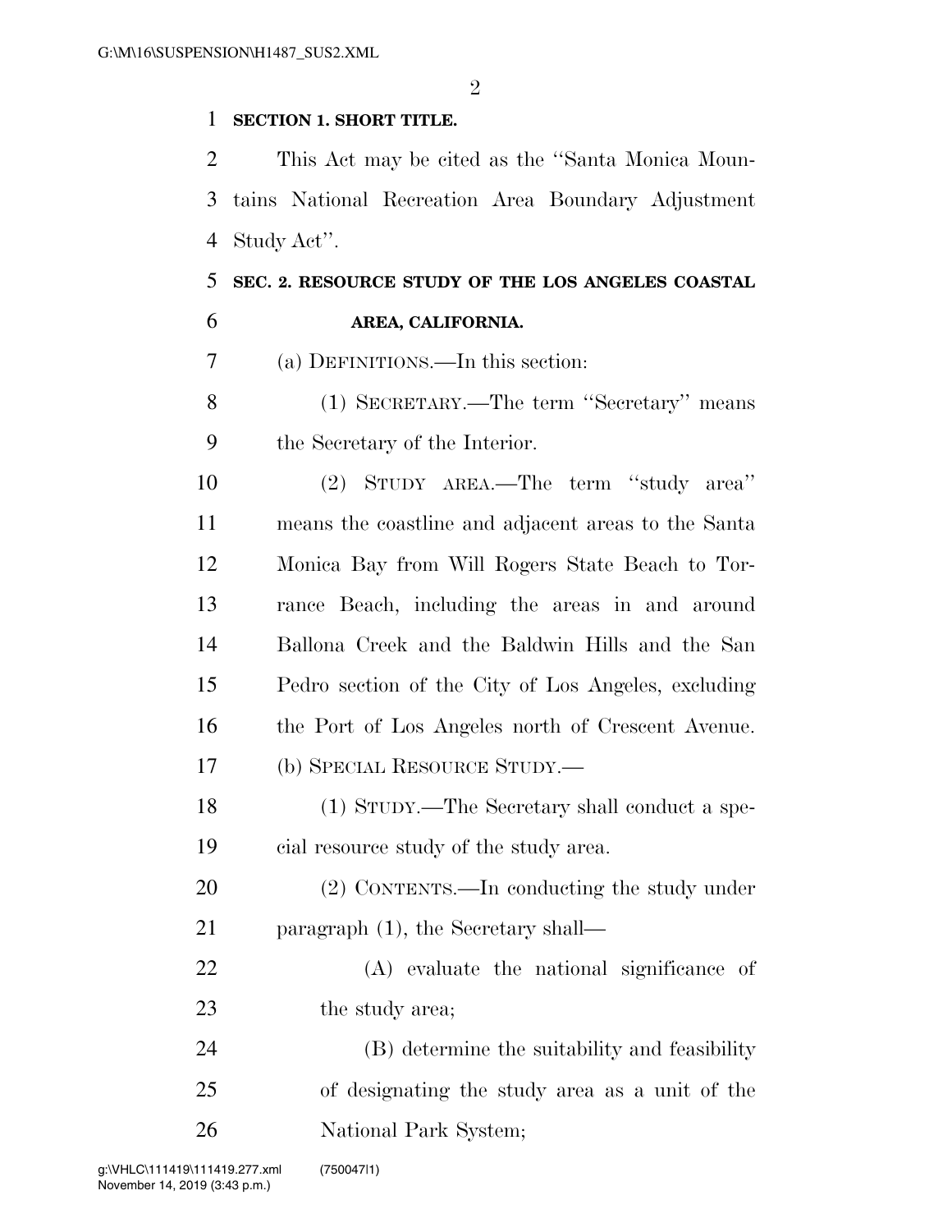**SECTION 1. SHORT TITLE.**

This Act may be cited as the "Santa Monica Mountains National Recreation Area Boundary Adjustment Study Act".

**SEC. 2. RESOURCE STUDY OF THE LOS ANGELES COASTAL AREA, CALIFORNIA.**

(a) DEFINITIONS.—In this section:

(1) SECRETARY.—The term "Secretary" means the Secretary of the Interior.

(2) STUDY AREA.—The term "study area" means the coastline and adjacent areas to the Santa Monica Bay from Will Rogers State Beach to Torrance Beach, including the areas in and around Ballona Creek and the Baldwin Hills and the San Pedro section of the City of Los Angeles, excluding the Port of Los Angeles north of Crescent Avenue.

(b) SPECIAL RESOURCE STUDY.—

(1) STUDY.—The Secretary shall conduct a special resource study of the study area.

(2) CONTENTS.—In conducting the study under paragraph (1), the Secretary shall—

(A) evaluate the national significance of the study area;

(B) determine the suitability and feasibility of designating the study area as a unit of the National Park System;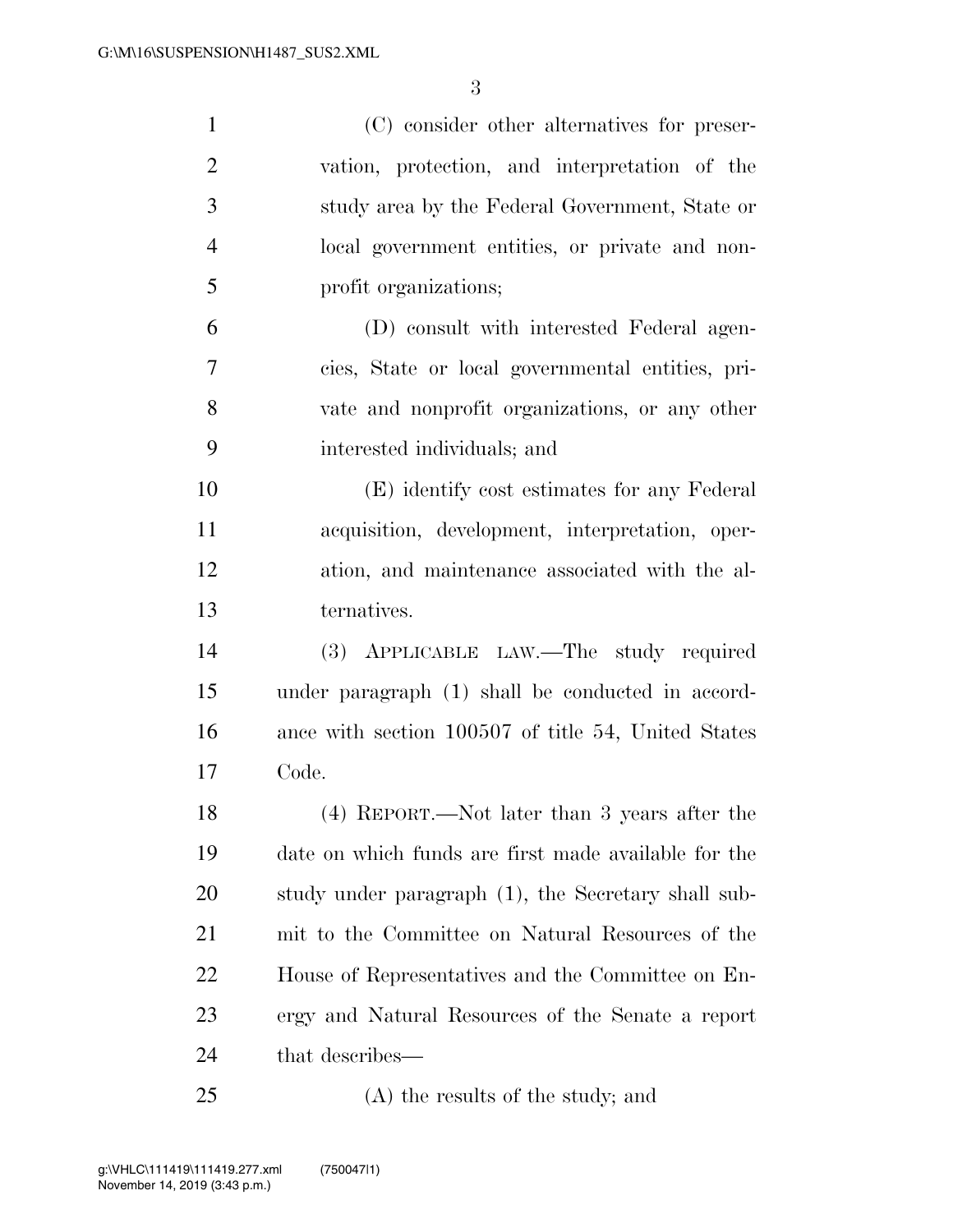(C) consider other alternatives for preservation, protection, and interpretation of the study area by the Federal Government, State or local government entities, or private and nonprofit organizations;

(D) consult with interested Federal agencies, State or local governmental entities, private and nonprofit organizations, or any other interested individuals; and

(E) identify cost estimates for any Federal acquisition, development, interpretation, operation, and maintenance associated with the alternatives.

(3) APPLICABLE LAW.—The study required under paragraph (1) shall be conducted in accordance with section 100507 of title 54, United States Code.

(4) REPORT.—Not later than 3 years after the date on which funds are first made available for the study under paragraph (1), the Secretary shall submit to the Committee on Natural Resources of the House of Representatives and the Committee on Energy and Natural Resources of the Senate a report that describes—

(A) the results of the study; and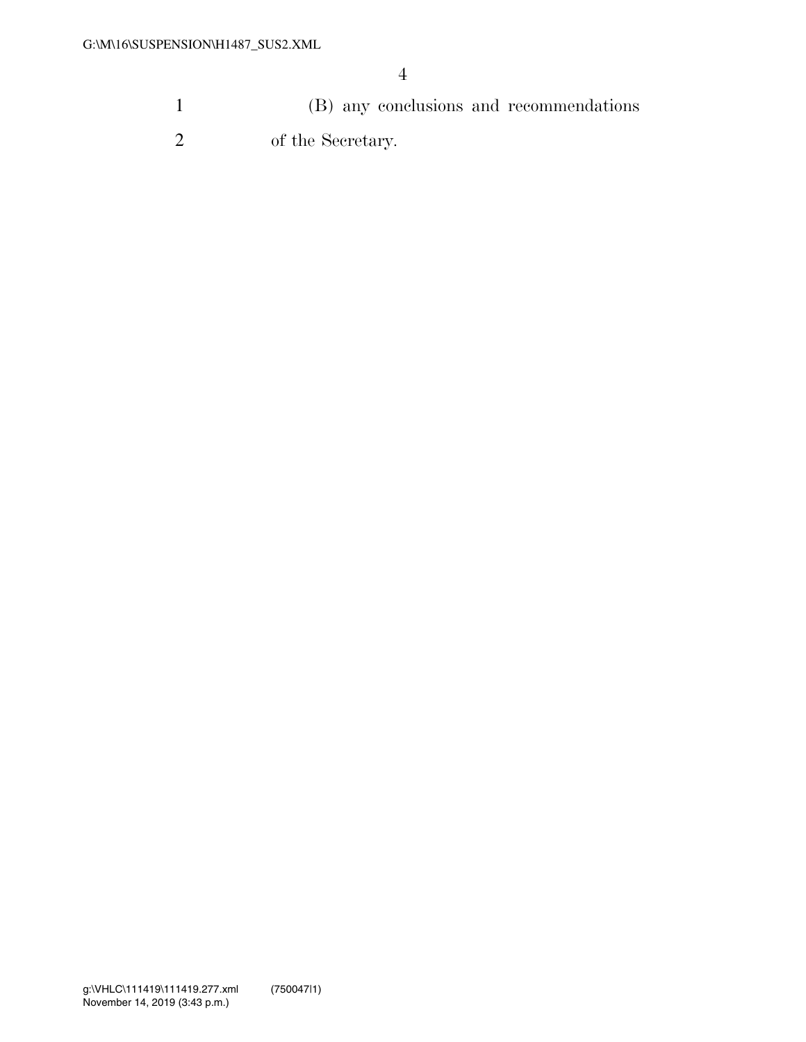(B) any conclusions and recommendations of the Secretary.